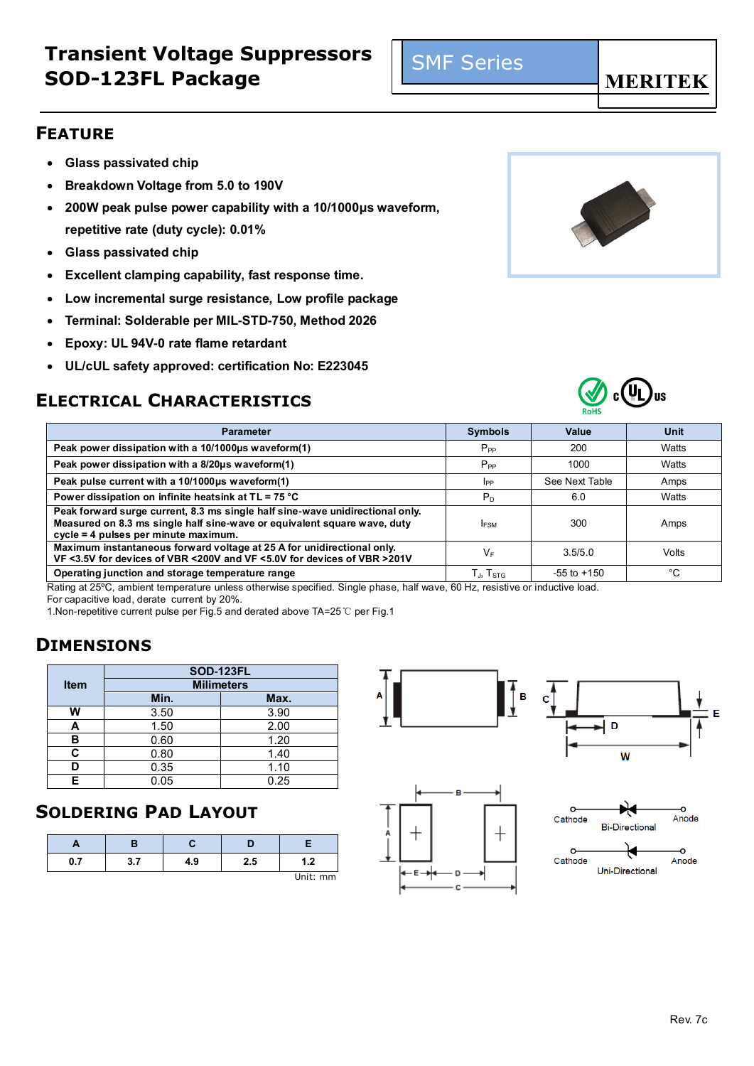# Transient Voltage Suppressors SOD-123FL Package

SMF Series

MERITEK

## FEATURE

- Glass passivated chip
- Breakdown Voltage from 5.0 to 190V
- 200W peak pulse power capability with a 10/1000μs waveform, repetitive rate (duty cycle): 0.01%
- Glass passivated chip
- Excellent clamping capability, fast response time.
- Low incremental surge resistance, Low profile package
- Terminal: Solderable per MIL-STD-750, Method 2026
- Epoxy: UL 94V-0 rate flame retardant
- UL/cUL safety approved: certification No: E223045

## ELECTRICAL CHARACTERISTICS

| Parameter | Symbols | Value | Unit |
|---|---|---|---|
| Peak power dissipation with a 10/1000μs waveform(1) | $P_{PP}$ | 200 | Watts |
| Peak power dissipation with a 8/20μs waveform(1) | $P_{PP}$ | 1000 | Watts |
| Peak pulse current with a 10/1000μs waveform(1) | $I_{PP}$ | See Next Table | Amps |
| Power dissipation on infinite heatsink at TL = 75 °C | $P_D$ | 6.0 | Watts |
| Peak forward surge current, 8.3 ms single half sine-wave unidirectional only. Measured on 8.3 ms single half sine-wave or equivalent square wave, duty cycle = 4 pulses per minute maximum. | $I_{FSM}$ | 300 | Amps |
| Maximum instantaneous forward voltage at 25 A for unidirectional only. VF <3.5V for devices of VBR <200V and VF <5.0V for devices of VBR >201V | $V_F$ | 3.5/5.0 | Volts |
| Operating junction and storage temperature range | $T_J$, $T_{STG}$ | -55 to +150 | °C |

Rating at 25ºC, ambient temperature unless otherwise specified. Single phase, half wave, 60 Hz, resistive or inductive load.
For capacitive load, derate current by 20%.
1.Non-repetitive current pulse per Fig.5 and derated above TA=25℃ per Fig.1

## DIMENSIONS

| Item | SOD-123FL | |
|---|---|---|
| | Milimeters | |
| | Min. | Max. |
| W | 3.50 | 3.90 |
| A | 1.50 | 2.00 |
| B | 0.60 | 1.20 |
| C | 0.80 | 1.40 |
| D | 0.35 | 1.10 |
| E | 0.05 | 0.25 |

## SOLDERING PAD LAYOUT

| A | B | C | D | E |
|---|---|---|---|---|
| 0.7 | 3.7 | 4.9 | 2.5 | 1.2 |

Unit: mm

Cathode Bi-Directional Anode

Cathode Uni-Directional Anode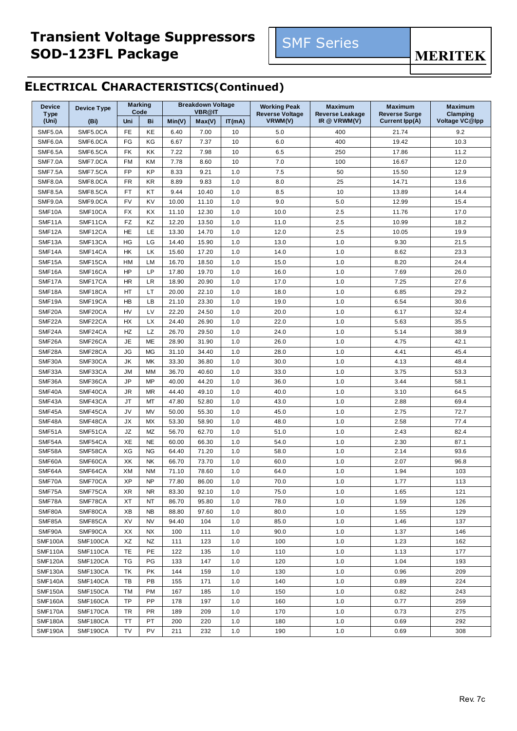# Transient Voltage Suppressors SOD-123FL Package

SMF Series

MERITEK

## ELECTRICAL CHARACTERISTICS(Continued)

| Device Type (Uni) | Device Type (Bi) | Marking Code | | Breakdown Voltage VBR@IT | | | Working Peak Reverse Voltage VRWM(V) | Maximum Reverse Leakage IR @ VRWM(V) | Maximum Reverse Surge Current Ipp(A) | Maximum Clamping Voltage VC@Ipp |
|---|---|---|---|---|---|---|---|---|---|---|
| | | Uni | Bi | Min(V) | Max(V) | IT(mA) | | | | |
| SMF5.0A | SMF5.0CA | FE | KE | 6.40 | 7.00 | 10 | 5.0 | 400 | 21.74 | 9.2 |
| SMF6.0A | SMF6.0CA | FG | KG | 6.67 | 7.37 | 10 | 6.0 | 400 | 19.42 | 10.3 |
| SMF6.5A | SMF6.5CA | FK | KK | 7.22 | 7.98 | 10 | 6.5 | 250 | 17.86 | 11.2 |
| SMF7.0A | SMF7.0CA | FM | KM | 7.78 | 8.60 | 10 | 7.0 | 100 | 16.67 | 12.0 |
| SMF7.5A | SMF7.5CA | FP | KP | 8.33 | 9.21 | 1.0 | 7.5 | 50 | 15.50 | 12.9 |
| SMF8.0A | SMF8.0CA | FR | KR | 8.89 | 9.83 | 1.0 | 8.0 | 25 | 14.71 | 13.6 |
| SMF8.5A | SMF8.5CA | FT | KT | 9.44 | 10.40 | 1.0 | 8.5 | 10 | 13.89 | 14.4 |
| SMF9.0A | SMF9.0CA | FV | KV | 10.00 | 11.10 | 1.0 | 9.0 | 5.0 | 12.99 | 15.4 |
| SMF10A | SMF10CA | FX | KX | 11.10 | 12.30 | 1.0 | 10.0 | 2.5 | 11.76 | 17.0 |
| SMF11A | SMF11CA | FZ | KZ | 12.20 | 13.50 | 1.0 | 11.0 | 2.5 | 10.99 | 18.2 |
| SMF12A | SMF12CA | HE | LE | 13.30 | 14.70 | 1.0 | 12.0 | 2.5 | 10.05 | 19.9 |
| SMF13A | SMF13CA | HG | LG | 14.40 | 15.90 | 1.0 | 13.0 | 1.0 | 9.30 | 21.5 |
| SMF14A | SMF14CA | HK | LK | 15.60 | 17.20 | 1.0 | 14.0 | 1.0 | 8.62 | 23.3 |
| SMF15A | SMF15CA | HM | LM | 16.70 | 18.50 | 1.0 | 15.0 | 1.0 | 8.20 | 24.4 |
| SMF16A | SMF16CA | HP | LP | 17.80 | 19.70 | 1.0 | 16.0 | 1.0 | 7.69 | 26.0 |
| SMF17A | SMF17CA | HR | LR | 18.90 | 20.90 | 1.0 | 17.0 | 1.0 | 7.25 | 27.6 |
| SMF18A | SMF18CA | HT | LT | 20.00 | 22.10 | 1.0 | 18.0 | 1.0 | 6.85 | 29.2 |
| SMF19A | SMF19CA | HB | LB | 21.10 | 23.30 | 1.0 | 19.0 | 1.0 | 6.54 | 30.6 |
| SMF20A | SMF20CA | HV | LV | 22.20 | 24.50 | 1.0 | 20.0 | 1.0 | 6.17 | 32.4 |
| SMF22A | SMF22CA | HX | LX | 24.40 | 26.90 | 1.0 | 22.0 | 1.0 | 5.63 | 35.5 |
| SMF24A | SMF24CA | HZ | LZ | 26.70 | 29.50 | 1.0 | 24.0 | 1.0 | 5.14 | 38.9 |
| SMF26A | SMF26CA | JE | ME | 28.90 | 31.90 | 1.0 | 26.0 | 1.0 | 4.75 | 42.1 |
| SMF28A | SMF28CA | JG | MG | 31.10 | 34.40 | 1.0 | 28.0 | 1.0 | 4.41 | 45.4 |
| SMF30A | SMF30CA | JK | MK | 33.30 | 36.80 | 1.0 | 30.0 | 1.0 | 4.13 | 48.4 |
| SMF33A | SMF33CA | JM | MM | 36.70 | 40.60 | 1.0 | 33.0 | 1.0 | 3.75 | 53.3 |
| SMF36A | SMF36CA | JP | MP | 40.00 | 44.20 | 1.0 | 36.0 | 1.0 | 3.44 | 58.1 |
| SMF40A | SMF40CA | JR | MR | 44.40 | 49.10 | 1.0 | 40.0 | 1.0 | 3.10 | 64.5 |
| SMF43A | SMF43CA | JT | MT | 47.80 | 52.80 | 1.0 | 43.0 | 1.0 | 2.88 | 69.4 |
| SMF45A | SMF45CA | JV | MV | 50.00 | 55.30 | 1.0 | 45.0 | 1.0 | 2.75 | 72.7 |
| SMF48A | SMF48CA | JX | MX | 53.30 | 58.90 | 1.0 | 48.0 | 1.0 | 2.58 | 77.4 |
| SMF51A | SMF51CA | JZ | MZ | 56.70 | 62.70 | 1.0 | 51.0 | 1.0 | 2.43 | 82.4 |
| SMF54A | SMF54CA | XE | NE | 60.00 | 66.30 | 1.0 | 54.0 | 1.0 | 2.30 | 87.1 |
| SMF58A | SMF58CA | XG | NG | 64.40 | 71.20 | 1.0 | 58.0 | 1.0 | 2.14 | 93.6 |
| SMF60A | SMF60CA | XK | NK | 66.70 | 73.70 | 1.0 | 60.0 | 1.0 | 2.07 | 96.8 |
| SMF64A | SMF64CA | XM | NM | 71.10 | 78.60 | 1.0 | 64.0 | 1.0 | 1.94 | 103 |
| SMF70A | SMF70CA | XP | NP | 77.80 | 86.00 | 1.0 | 70.0 | 1.0 | 1.77 | 113 |
| SMF75A | SMF75CA | XR | NR | 83.30 | 92.10 | 1.0 | 75.0 | 1.0 | 1.65 | 121 |
| SMF78A | SMF78CA | XT | NT | 86.70 | 95.80 | 1.0 | 78.0 | 1.0 | 1.59 | 126 |
| SMF80A | SMF80CA | XB | NB | 88.80 | 97.60 | 1.0 | 80.0 | 1.0 | 1.55 | 129 |
| SMF85A | SMF85CA | XV | NV | 94.40 | 104 | 1.0 | 85.0 | 1.0 | 1.46 | 137 |
| SMF90A | SMF90CA | XX | NX | 100 | 111 | 1.0 | 90.0 | 1.0 | 1.37 | 146 |
| SMF100A | SMF100CA | XZ | NZ | 111 | 123 | 1.0 | 100 | 1.0 | 1.23 | 162 |
| SMF110A | SMF110CA | TE | PE | 122 | 135 | 1.0 | 110 | 1.0 | 1.13 | 177 |
| SMF120A | SMF120CA | TG | PG | 133 | 147 | 1.0 | 120 | 1.0 | 1.04 | 193 |
| SMF130A | SMF130CA | TK | PK | 144 | 159 | 1.0 | 130 | 1.0 | 0.96 | 209 |
| SMF140A | SMF140CA | TB | PB | 155 | 171 | 1.0 | 140 | 1.0 | 0.89 | 224 |
| SMF150A | SMF150CA | TM | PM | 167 | 185 | 1.0 | 150 | 1.0 | 0.82 | 243 |
| SMF160A | SMF160CA | TP | PP | 178 | 197 | 1.0 | 160 | 1.0 | 0.77 | 259 |
| SMF170A | SMF170CA | TR | PR | 189 | 209 | 1.0 | 170 | 1.0 | 0.73 | 275 |
| SMF180A | SMF180CA | TT | PT | 200 | 220 | 1.0 | 180 | 1.0 | 0.69 | 292 |
| SMF190A | SMF190CA | TV | PV | 211 | 232 | 1.0 | 190 | 1.0 | 0.69 | 308 |

Rev. 7c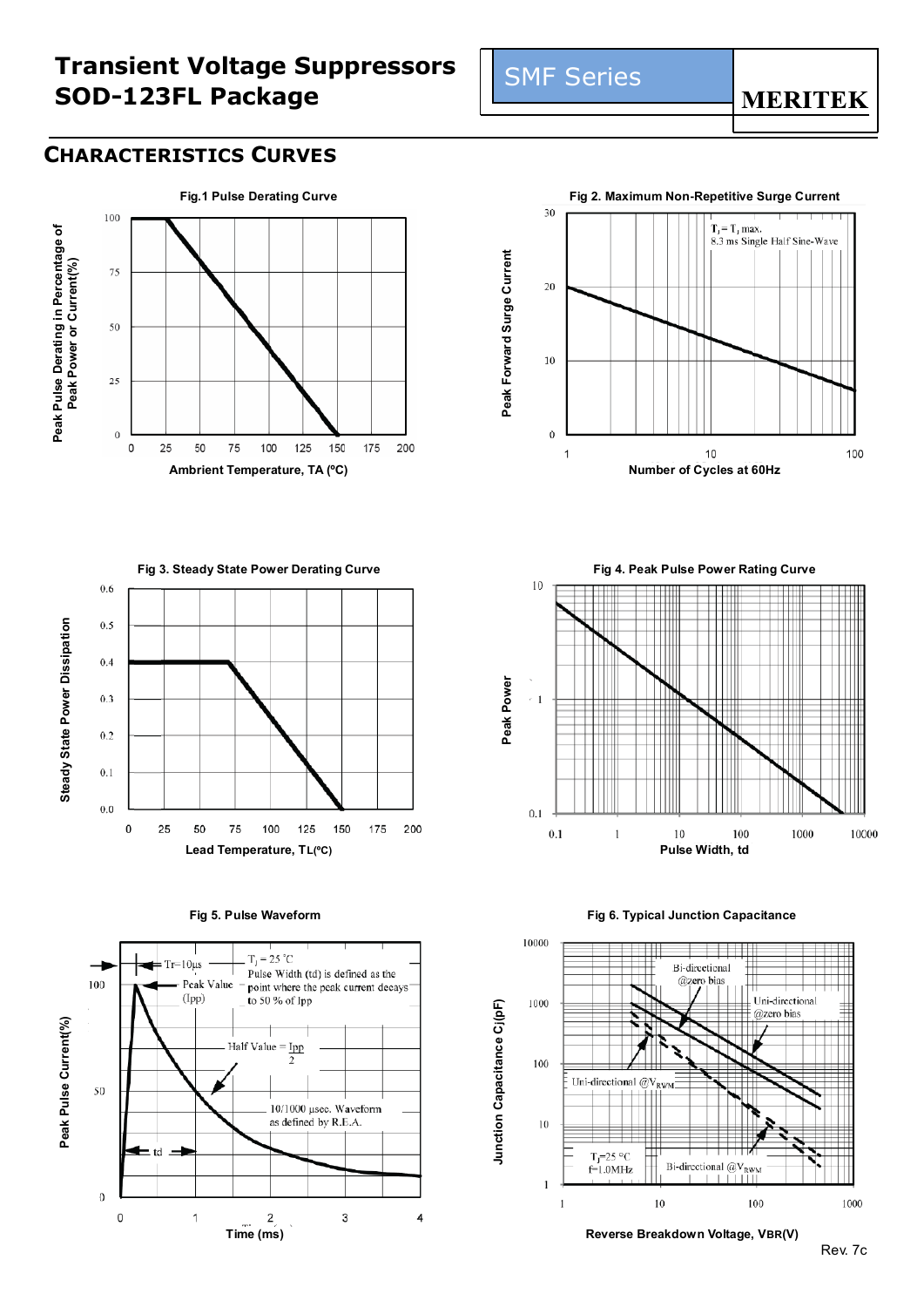# Transient Voltage Suppressors SOD-123FL Package

SMF Series

MERITEK

## CHARACTERISTICS CURVES

**Fig.1 Pulse Derating Curve**

Peak Pulse Derating in Percentage of Peak Power or Current(%)

100, 75, 50, 25, 0

0, 25, 50, 75, 100, 125, 150, 175, 200

Ambrient Temperature, TA (ºC)

**Fig 2. Maximum Non-Repetitive Surge Current**

Peak Forward Surge Current

$T_J = T_J$ max.
8.3 ms Single Half Sine-Wave

30, 20, 10, 0

1, 10, 100

Number of Cycles at 60Hz

**Fig 3. Steady State Power Derating Curve**

Steady State Power Dissipation

0.6, 0.5, 0.4, 0.3, 0.2, 0.1, 0.0

0, 25, 50, 75, 100, 125, 150, 175, 200

Lead Temperature, TL(ºC)

**Fig 4. Peak Pulse Power Rating Curve**

Peak Power

10, 1, 0.1

0.1, 1, 10, 100, 1000, 10000

Pulse Width, td

**Fig 5. Pulse Waveform**

Peak Pulse Current(%)

Tr=10μs

Peak Value (Ipp)

$T_J = 25\ ^\circ C$
Pulse Width (td) is defined as the point where the peak current decays to 50 % of Ipp

Half Value = $\frac{Ipp}{2}$

10/1000 μsec. Waveform as defined by R.E.A.

td

100, 50, 0

0, 1, 2, 3, 4

Time (ms)

**Fig 6. Typical Junction Capacitance**

Junction Capacitance Cj(pF)

Bi-directional @zero bias

Uni-directional @zero bias

Uni-directional @$V_{RWM}$

$T_J$=25 °C
f=1.0MHz

Bi-directional @$V_{RWM}$

10000, 1000, 100, 10, 1

1, 10, 100, 1000

Reverse Breakdown Voltage, VBR(V)

Rev. 7c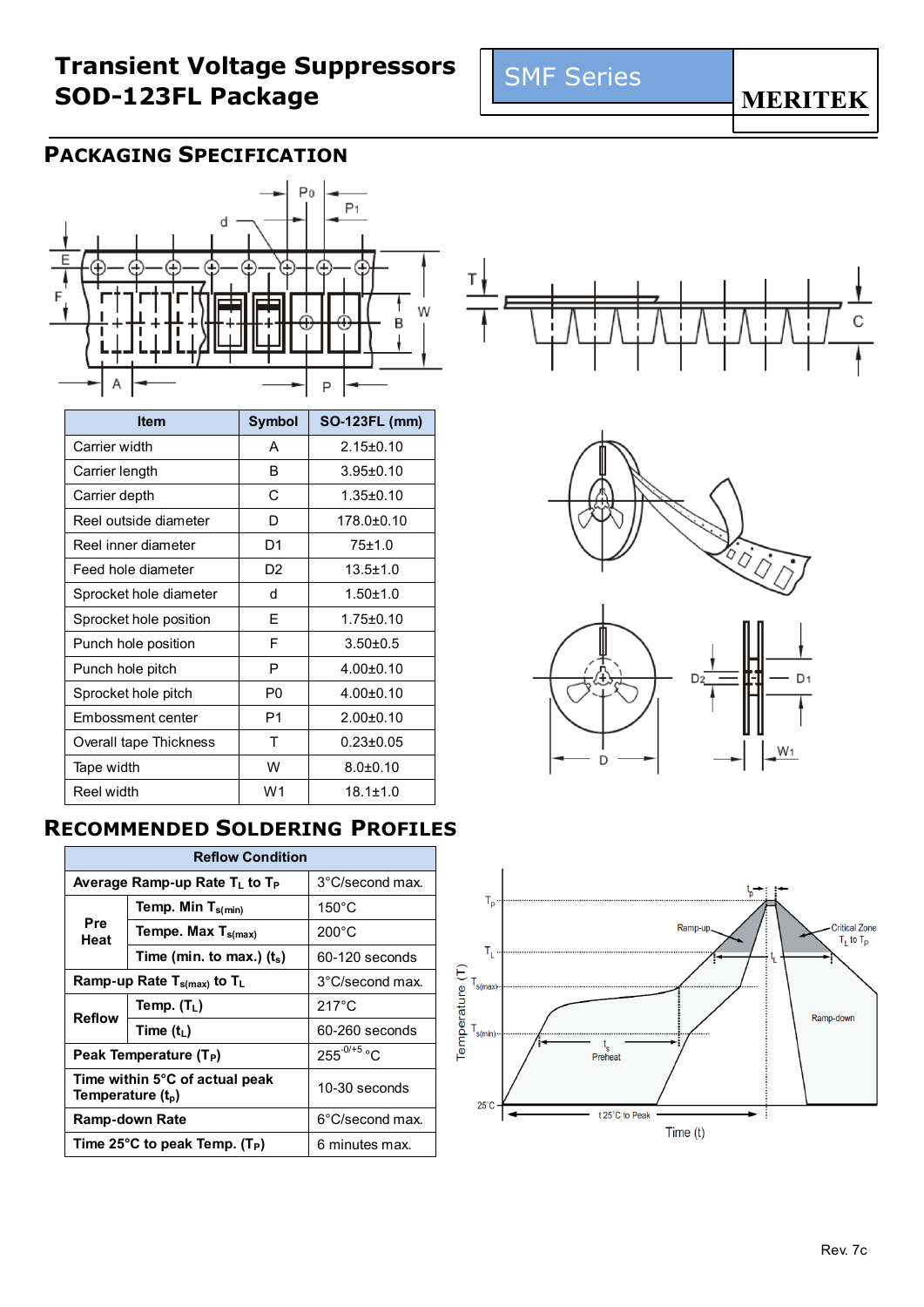# Transient Voltage Suppressors SOD-123FL Package

SMF Series

MERITEK

## PACKAGING SPECIFICATION

| Item | Symbol | SO-123FL (mm) |
|---|---|---|
| Carrier width | A | 2.15±0.10 |
| Carrier length | B | 3.95±0.10 |
| Carrier depth | C | 1.35±0.10 |
| Reel outside diameter | D | 178.0±0.10 |
| Reel inner diameter | D1 | 75±1.0 |
| Feed hole diameter | D2 | 13.5±1.0 |
| Sprocket hole diameter | d | 1.50±1.0 |
| Sprocket hole position | E | 1.75±0.10 |
| Punch hole position | F | 3.50±0.5 |
| Punch hole pitch | P | 4.00±0.10 |
| Sprocket hole pitch | P0 | 4.00±0.10 |
| Embossment center | P1 | 2.00±0.10 |
| Overall tape Thickness | T | 0.23±0.05 |
| Tape width | W | 8.0±0.10 |
| Reel width | W1 | 18.1±1.0 |

## RECOMMENDED SOLDERING PROFILES

| Reflow Condition | | |
|---|---|---|
| Average Ramp-up Rate $T_L$ to $T_P$ | | 3°C/second max. |
| Pre Heat | Temp. Min $T_{s(min)}$ | 150°C |
| | Tempe. Max $T_{s(max)}$ | 200°C |
| | Time (min. to max.) ($t_s$) | 60-120 seconds |
| Ramp-up Rate $T_{s(max)}$ to $T_L$ | | 3°C/second max. |
| Reflow | Temp. ($T_L$) | 217°C |
| | Time ($t_L$) | 60-260 seconds |
| Peak Temperature ($T_P$) | | $255^{-0/+5}$ °C |
| Time within 5°C of actual peak Temperature ($t_p$) | | 10-30 seconds |
| Ramp-down Rate | | 6°C/second max. |
| Time 25°C to peak Temp. ($T_P$) | | 6 minutes max. |

Rev. 7c